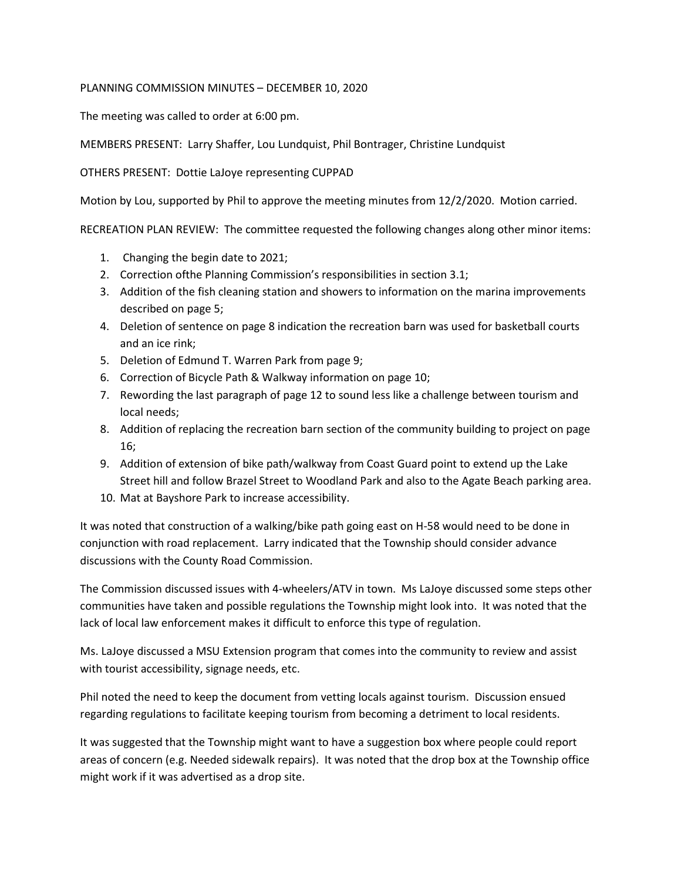PLANNING COMMISSION MINUTES – DECEMBER 10, 2020

The meeting was called to order at 6:00 pm.

MEMBERS PRESENT: Larry Shaffer, Lou Lundquist, Phil Bontrager, Christine Lundquist

OTHERS PRESENT: Dottie LaJoye representing CUPPAD

Motion by Lou, supported by Phil to approve the meeting minutes from 12/2/2020. Motion carried.

RECREATION PLAN REVIEW: The committee requested the following changes along other minor items:

1. Changing the begin date to 2021;
2. Correction ofthe Planning Commission's responsibilities in section 3.1;
3. Addition of the fish cleaning station and showers to information on the marina improvements described on page 5;
4. Deletion of sentence on page 8 indication the recreation barn was used for basketball courts and an ice rink;
5. Deletion of Edmund T. Warren Park from page 9;
6. Correction of Bicycle Path & Walkway information on page 10;
7. Rewording the last paragraph of page 12 to sound less like a challenge between tourism and local needs;
8. Addition of replacing the recreation barn section of the community building to project on page 16;
9. Addition of extension of bike path/walkway from Coast Guard point to extend up the Lake Street hill and follow Brazel Street to Woodland Park and also to the Agate Beach parking area.
10. Mat at Bayshore Park to increase accessibility.

It was noted that construction of a walking/bike path going east on H-58 would need to be done in conjunction with road replacement. Larry indicated that the Township should consider advance discussions with the County Road Commission.

The Commission discussed issues with 4-wheelers/ATV in town. Ms LaJoye discussed some steps other communities have taken and possible regulations the Township might look into. It was noted that the lack of local law enforcement makes it difficult to enforce this type of regulation.

Ms. LaJoye discussed a MSU Extension program that comes into the community to review and assist with tourist accessibility, signage needs, etc.

Phil noted the need to keep the document from vetting locals against tourism. Discussion ensued regarding regulations to facilitate keeping tourism from becoming a detriment to local residents.

It was suggested that the Township might want to have a suggestion box where people could report areas of concern (e.g. Needed sidewalk repairs). It was noted that the drop box at the Township office might work if it was advertised as a drop site.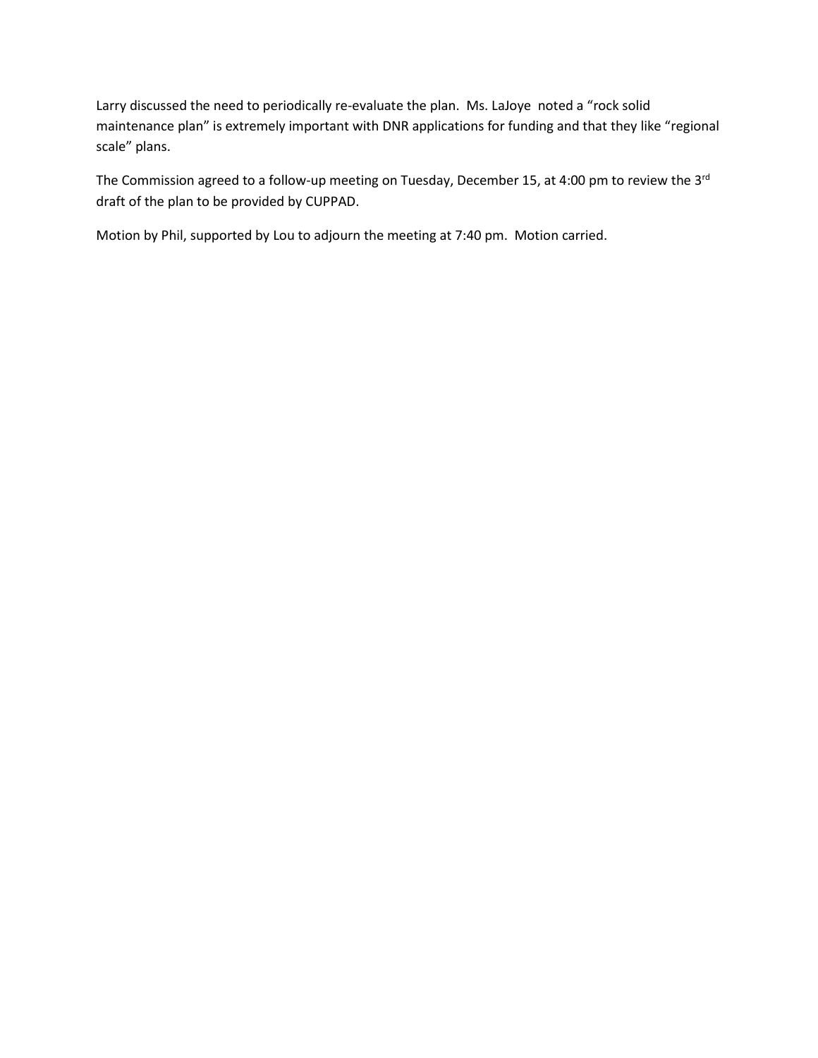Larry discussed the need to periodically re-evaluate the plan. Ms. LaJoye noted a "rock solid maintenance plan" is extremely important with DNR applications for funding and that they like "regional scale" plans.

The Commission agreed to a follow-up meeting on Tuesday, December 15, at 4:00 pm to review the 3rd draft of the plan to be provided by CUPPAD.

Motion by Phil, supported by Lou to adjourn the meeting at 7:40 pm. Motion carried.